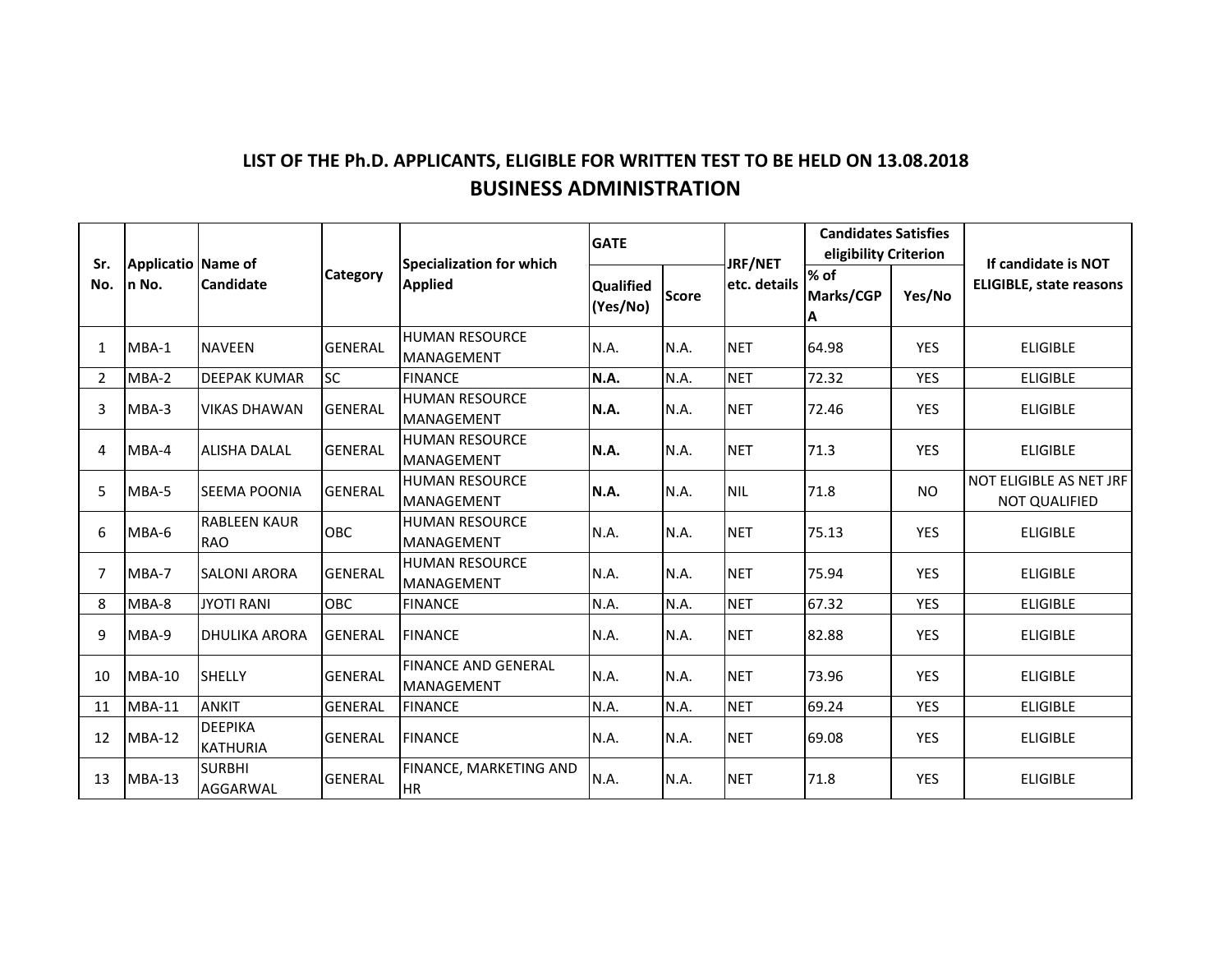## LIST OF THE Ph.D. APPLICANTS, ELIGIBLE FOR WRITTEN TEST TO BE HELD ON 13.08.2018

## BUSINESS ADMINISTRATION

| Sr. No. | Application No. | Name of Candidate | Category | Specialization for which Applied | GATE | | JRF/NET etc. details | Candidates Satisfies eligibility Criterion | | If candidate is NOT ELIGIBLE, state reasons |
|---|---|---|---|---|---|---|---|---|---|---|
| | | | | | Qualified (Yes/No) | Score | | % of Marks/CGPA | Yes/No | |
| 1 | MBA-1 | NAVEEN | GENERAL | HUMAN RESOURCE MANAGEMENT | N.A. | N.A. | NET | 64.98 | YES | ELIGIBLE |
| 2 | MBA-2 | DEEPAK KUMAR | SC | FINANCE | **N.A.** | N.A. | NET | 72.32 | YES | ELIGIBLE |
| 3 | MBA-3 | VIKAS DHAWAN | GENERAL | HUMAN RESOURCE MANAGEMENT | **N.A.** | N.A. | NET | 72.46 | YES | ELIGIBLE |
| 4 | MBA-4 | ALISHA DALAL | GENERAL | HUMAN RESOURCE MANAGEMENT | **N.A.** | N.A. | NET | 71.3 | YES | ELIGIBLE |
| 5 | MBA-5 | SEEMA POONIA | GENERAL | HUMAN RESOURCE MANAGEMENT | **N.A.** | N.A. | NIL | 71.8 | NO | NOT ELIGIBLE AS NET JRF NOT QUALIFIED |
| 6 | MBA-6 | RABLEEN KAUR RAO | OBC | HUMAN RESOURCE MANAGEMENT | N.A. | N.A. | NET | 75.13 | YES | ELIGIBLE |
| 7 | MBA-7 | SALONI ARORA | GENERAL | HUMAN RESOURCE MANAGEMENT | N.A. | N.A. | NET | 75.94 | YES | ELIGIBLE |
| 8 | MBA-8 | JYOTI RANI | OBC | FINANCE | N.A. | N.A. | NET | 67.32 | YES | ELIGIBLE |
| 9 | MBA-9 | DHULIKA ARORA | GENERAL | FINANCE | N.A. | N.A. | NET | 82.88 | YES | ELIGIBLE |
| 10 | MBA-10 | SHELLY | GENERAL | FINANCE AND GENERAL MANAGEMENT | N.A. | N.A. | NET | 73.96 | YES | ELIGIBLE |
| 11 | MBA-11 | ANKIT | GENERAL | FINANCE | N.A. | N.A. | NET | 69.24 | YES | ELIGIBLE |
| 12 | MBA-12 | DEEPIKA KATHURIA | GENERAL | FINANCE | N.A. | N.A. | NET | 69.08 | YES | ELIGIBLE |
| 13 | MBA-13 | SURBHI AGGARWAL | GENERAL | FINANCE, MARKETING AND HR | N.A. | N.A. | NET | 71.8 | YES | ELIGIBLE |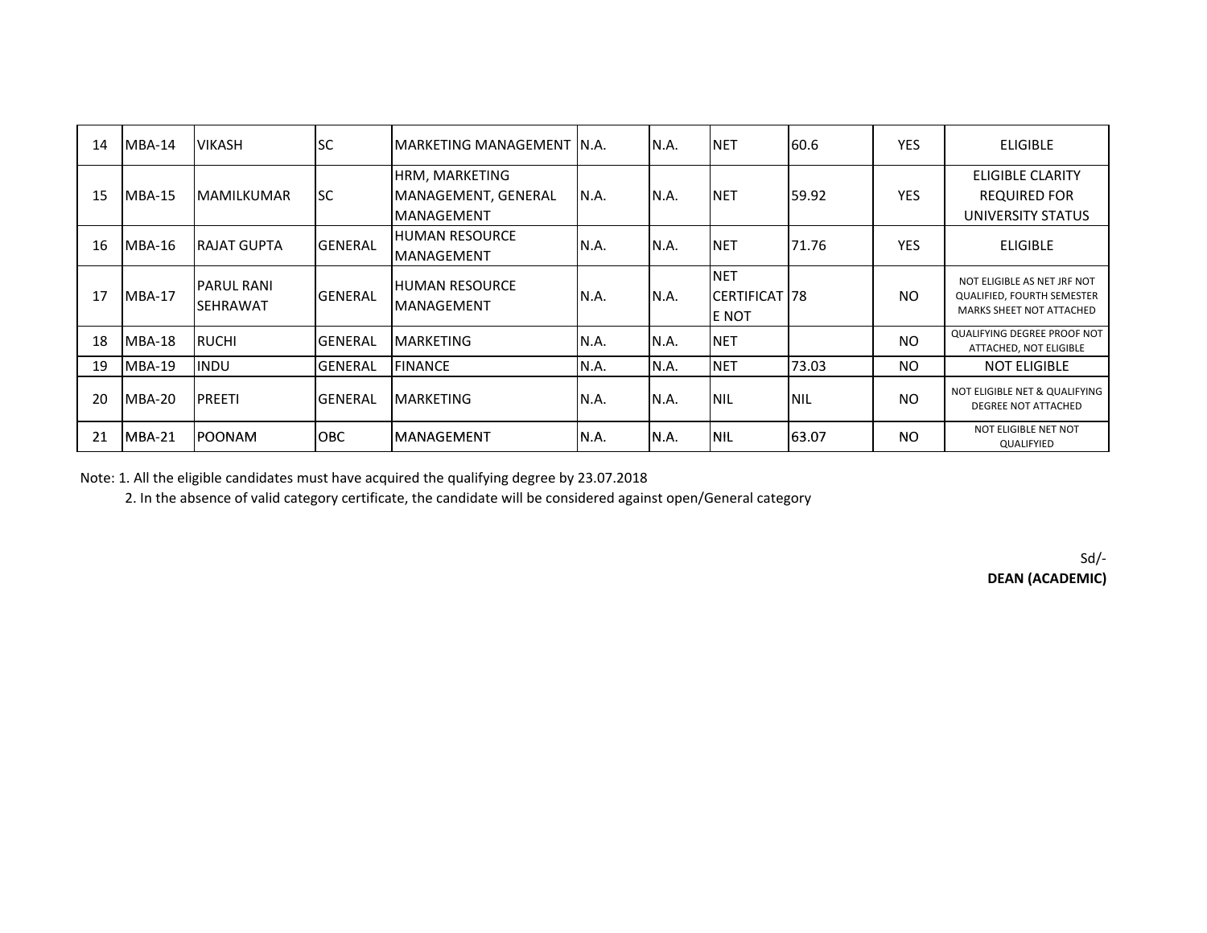| | | | | | | | | | | |
|---|---|---|---|---|---|---|---|---|---|---|
| 14 | MBA-14 | VIKASH | SC | MARKETING MANAGEMENT | N.A. | N.A. | NET | 60.6 | YES | ELIGIBLE |
| 15 | MBA-15 | MAMILKUMAR | SC | HRM, MARKETING MANAGEMENT, GENERAL MANAGEMENT | N.A. | N.A. | NET | 59.92 | YES | ELIGIBLE CLARITY REQUIRED FOR UNIVERSITY STATUS |
| 16 | MBA-16 | RAJAT GUPTA | GENERAL | HUMAN RESOURCE MANAGEMENT | N.A. | N.A. | NET | 71.76 | YES | ELIGIBLE |
| 17 | MBA-17 | PARUL RANI SEHRAWAT | GENERAL | HUMAN RESOURCE MANAGEMENT | N.A. | N.A. | NET CERTIFICAT E NOT | 78 | NO | NOT ELIGIBLE AS NET JRF NOT QUALIFIED, FOURTH SEMESTER MARKS SHEET NOT ATTACHED |
| 18 | MBA-18 | RUCHI | GENERAL | MARKETING | N.A. | N.A. | NET | | NO | QUALIFYING DEGREE PROOF NOT ATTACHED, NOT ELIGIBLE |
| 19 | MBA-19 | INDU | GENERAL | FINANCE | N.A. | N.A. | NET | 73.03 | NO | NOT ELIGIBLE |
| 20 | MBA-20 | PREETI | GENERAL | MARKETING | N.A. | N.A. | NIL | NIL | NO | NOT ELIGIBLE NET & QUALIFYING DEGREE NOT ATTACHED |
| 21 | MBA-21 | POONAM | OBC | MANAGEMENT | N.A. | N.A. | NIL | 63.07 | NO | NOT ELIGIBLE NET NOT QUALIFYIED |

Note: 1. All the eligible candidates must have acquired the qualifying degree by 23.07.2018

2. In the absence of valid category certificate, the candidate will be considered against open/General category

Sd/-

**DEAN (ACADEMIC)**